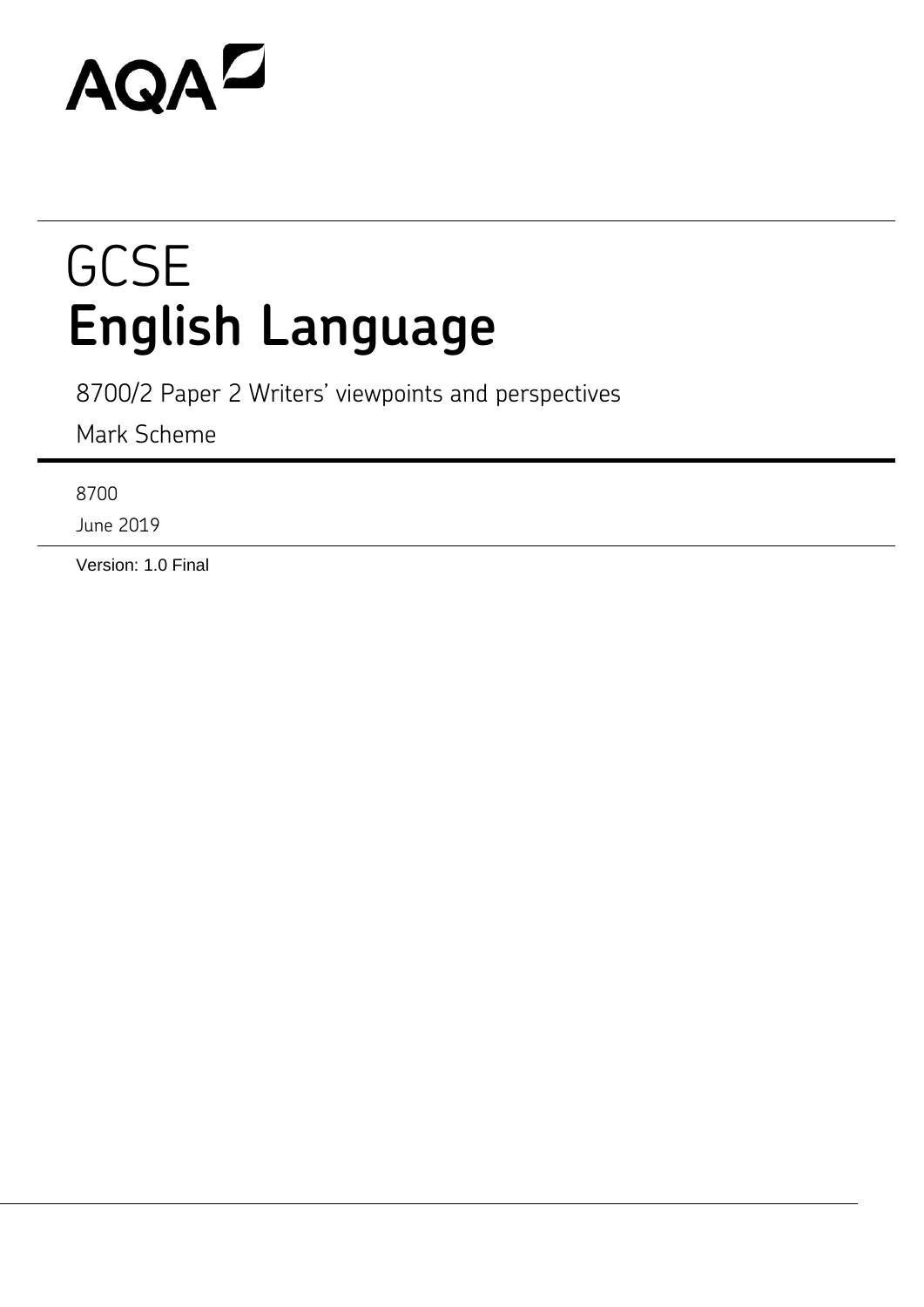AQA

# GCSE
# English Language

8700/2 Paper 2 Writers' viewpoints and perspectives

Mark Scheme

8700

June 2019

Version: 1.0 Final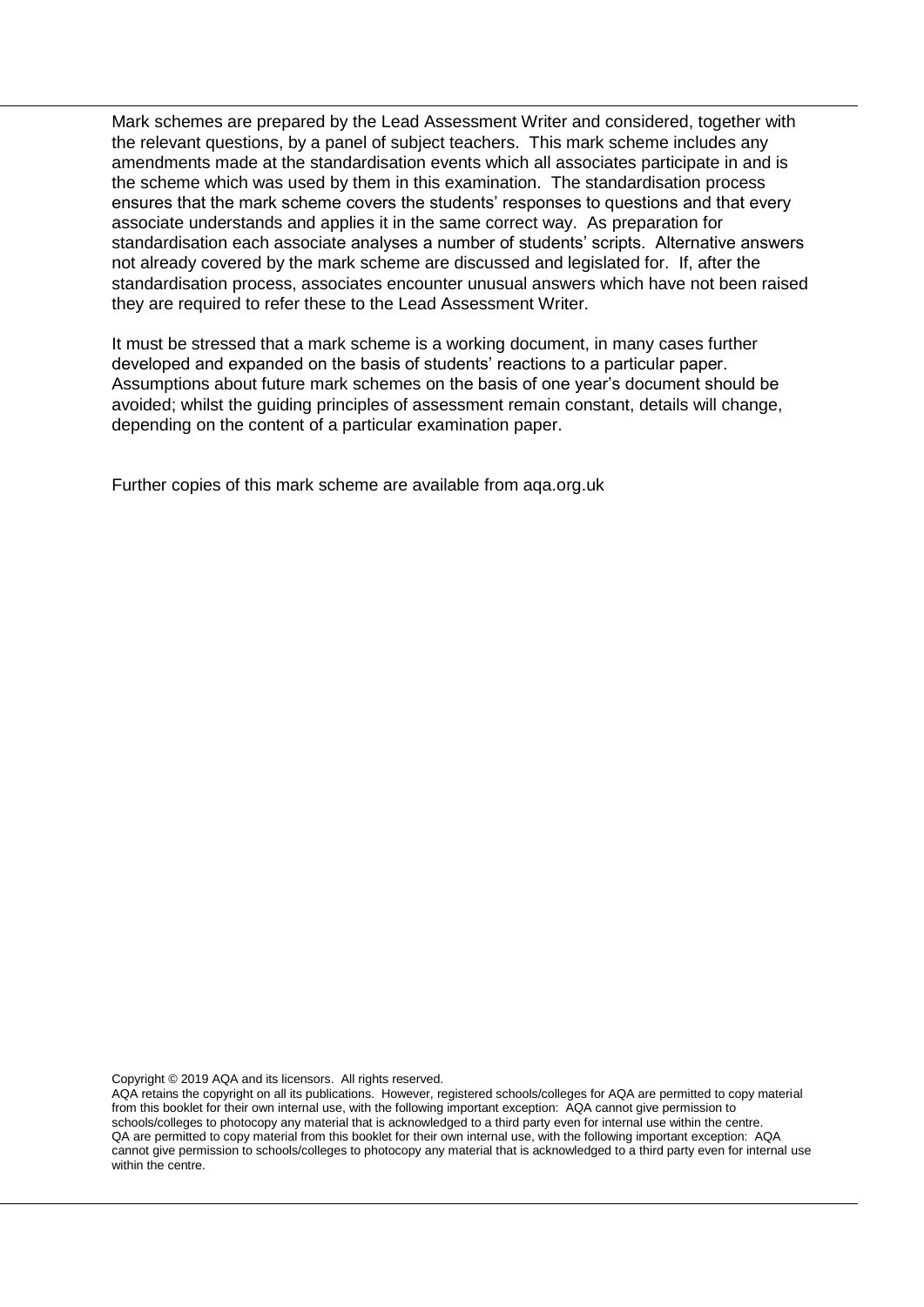Mark schemes are prepared by the Lead Assessment Writer and considered, together with the relevant questions, by a panel of subject teachers. This mark scheme includes any amendments made at the standardisation events which all associates participate in and is the scheme which was used by them in this examination. The standardisation process ensures that the mark scheme covers the students' responses to questions and that every associate understands and applies it in the same correct way. As preparation for standardisation each associate analyses a number of students' scripts. Alternative answers not already covered by the mark scheme are discussed and legislated for. If, after the standardisation process, associates encounter unusual answers which have not been raised they are required to refer these to the Lead Assessment Writer.

It must be stressed that a mark scheme is a working document, in many cases further developed and expanded on the basis of students' reactions to a particular paper. Assumptions about future mark schemes on the basis of one year's document should be avoided; whilst the guiding principles of assessment remain constant, details will change, depending on the content of a particular examination paper.

Further copies of this mark scheme are available from aqa.org.uk

Copyright © 2019 AQA and its licensors. All rights reserved.
AQA retains the copyright on all its publications. However, registered schools/colleges for AQA are permitted to copy material from this booklet for their own internal use, with the following important exception: AQA cannot give permission to schools/colleges to photocopy any material that is acknowledged to a third party even for internal use within the centre.
QA are permitted to copy material from this booklet for their own internal use, with the following important exception: AQA cannot give permission to schools/colleges to photocopy any material that is acknowledged to a third party even for internal use within the centre.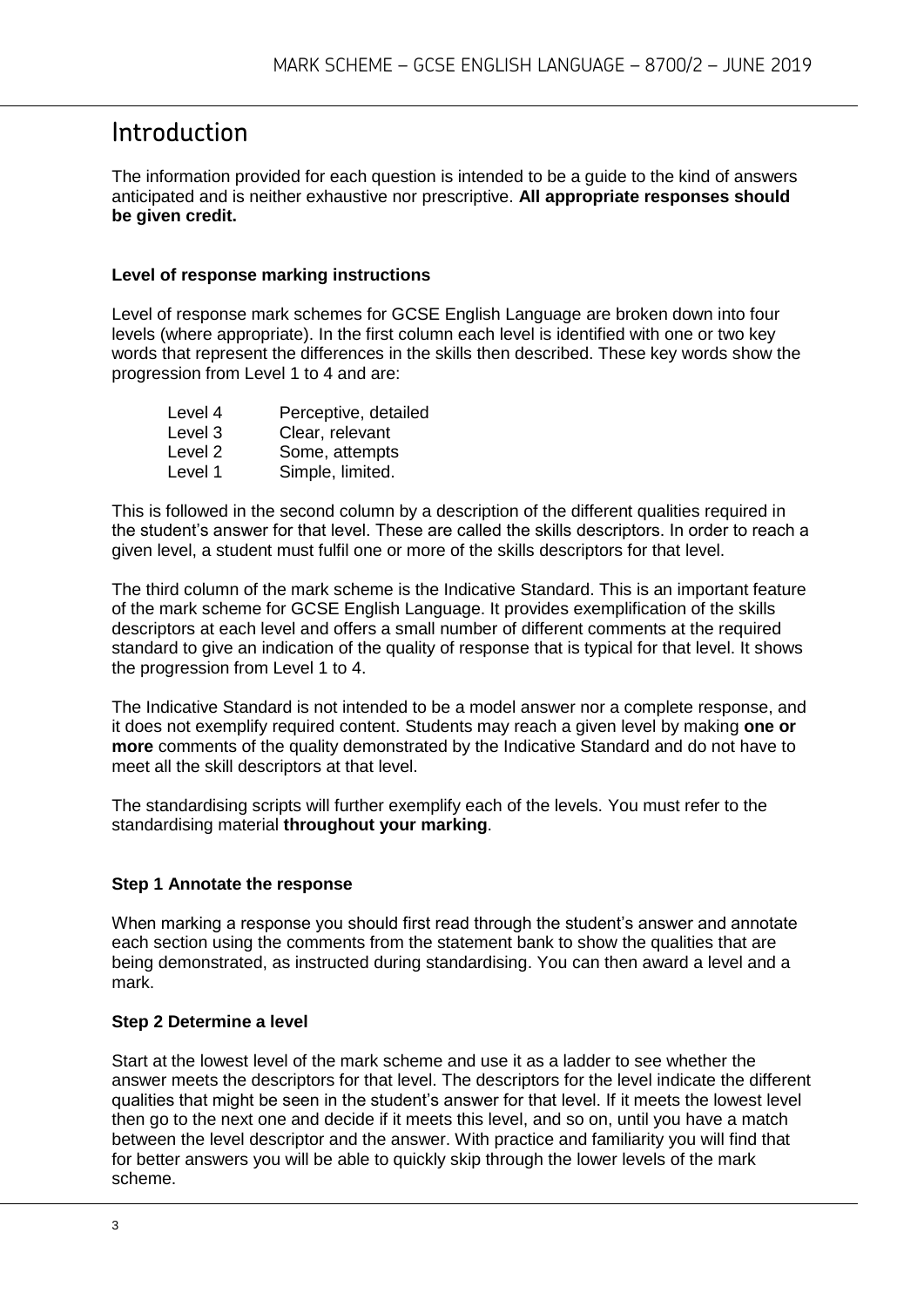# Introduction

The information provided for each question is intended to be a guide to the kind of answers anticipated and is neither exhaustive nor prescriptive. **All appropriate responses should be given credit.**

### Level of response marking instructions

Level of response mark schemes for GCSE English Language are broken down into four levels (where appropriate). In the first column each level is identified with one or two key words that represent the differences in the skills then described. These key words show the progression from Level 1 to 4 and are:

| | |
|---|---|
| Level 4 | Perceptive, detailed |
| Level 3 | Clear, relevant |
| Level 2 | Some, attempts |
| Level 1 | Simple, limited. |

This is followed in the second column by a description of the different qualities required in the student's answer for that level. These are called the skills descriptors. In order to reach a given level, a student must fulfil one or more of the skills descriptors for that level.

The third column of the mark scheme is the Indicative Standard. This is an important feature of the mark scheme for GCSE English Language. It provides exemplification of the skills descriptors at each level and offers a small number of different comments at the required standard to give an indication of the quality of response that is typical for that level. It shows the progression from Level 1 to 4.

The Indicative Standard is not intended to be a model answer nor a complete response, and it does not exemplify required content. Students may reach a given level by making **one or more** comments of the quality demonstrated by the Indicative Standard and do not have to meet all the skill descriptors at that level.

The standardising scripts will further exemplify each of the levels. You must refer to the standardising material **throughout your marking**.

### Step 1 Annotate the response

When marking a response you should first read through the student's answer and annotate each section using the comments from the statement bank to show the qualities that are being demonstrated, as instructed during standardising. You can then award a level and a mark.

### Step 2 Determine a level

Start at the lowest level of the mark scheme and use it as a ladder to see whether the answer meets the descriptors for that level. The descriptors for the level indicate the different qualities that might be seen in the student's answer for that level. If it meets the lowest level then go to the next one and decide if it meets this level, and so on, until you have a match between the level descriptor and the answer. With practice and familiarity you will find that for better answers you will be able to quickly skip through the lower levels of the mark scheme.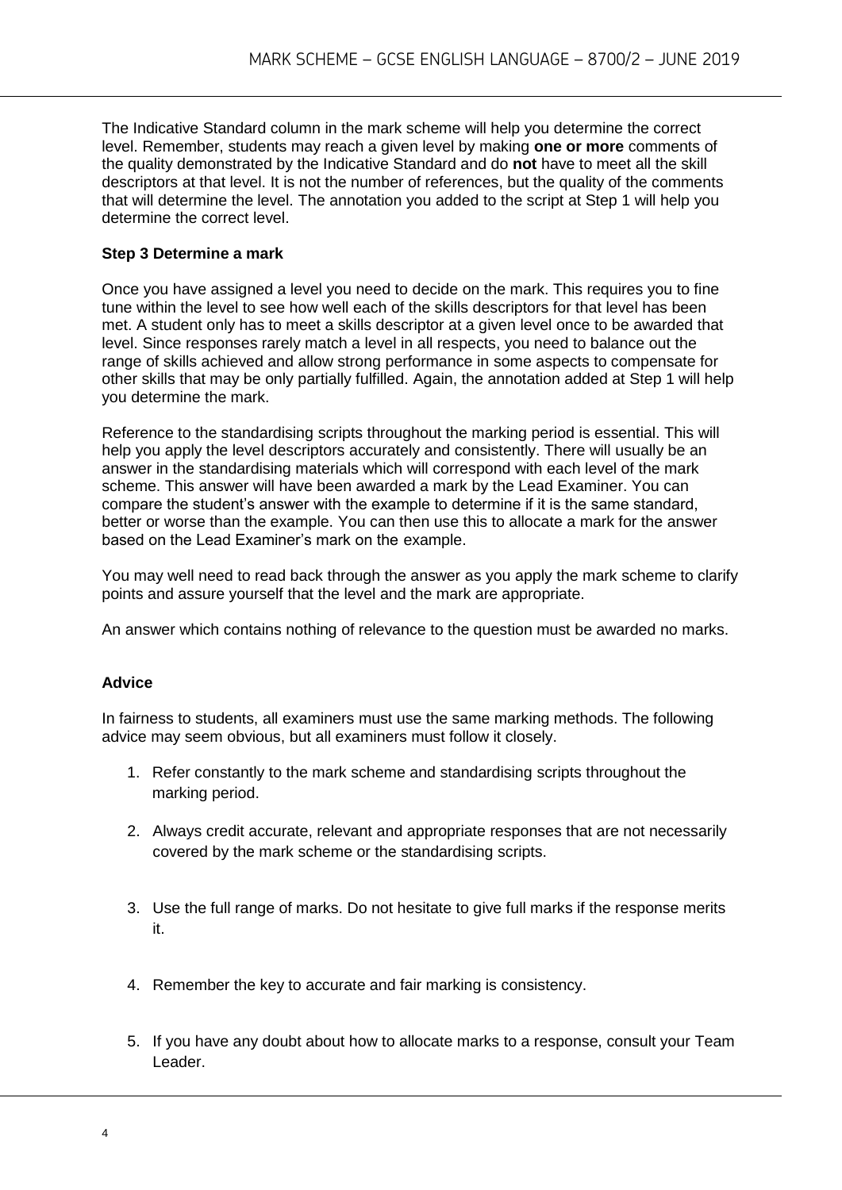The Indicative Standard column in the mark scheme will help you determine the correct level. Remember, students may reach a given level by making **one or more** comments of the quality demonstrated by the Indicative Standard and do **not** have to meet all the skill descriptors at that level. It is not the number of references, but the quality of the comments that will determine the level. The annotation you added to the script at Step 1 will help you determine the correct level.

**Step 3 Determine a mark**

Once you have assigned a level you need to decide on the mark. This requires you to fine tune within the level to see how well each of the skills descriptors for that level has been met. A student only has to meet a skills descriptor at a given level once to be awarded that level. Since responses rarely match a level in all respects, you need to balance out the range of skills achieved and allow strong performance in some aspects to compensate for other skills that may be only partially fulfilled. Again, the annotation added at Step 1 will help you determine the mark.

Reference to the standardising scripts throughout the marking period is essential. This will help you apply the level descriptors accurately and consistently. There will usually be an answer in the standardising materials which will correspond with each level of the mark scheme. This answer will have been awarded a mark by the Lead Examiner. You can compare the student's answer with the example to determine if it is the same standard, better or worse than the example. You can then use this to allocate a mark for the answer based on the Lead Examiner's mark on the example.

You may well need to read back through the answer as you apply the mark scheme to clarify points and assure yourself that the level and the mark are appropriate.

An answer which contains nothing of relevance to the question must be awarded no marks.

**Advice**

In fairness to students, all examiners must use the same marking methods. The following advice may seem obvious, but all examiners must follow it closely.

1. Refer constantly to the mark scheme and standardising scripts throughout the marking period.
2. Always credit accurate, relevant and appropriate responses that are not necessarily covered by the mark scheme or the standardising scripts.
3. Use the full range of marks. Do not hesitate to give full marks if the response merits it.
4. Remember the key to accurate and fair marking is consistency.
5. If you have any doubt about how to allocate marks to a response, consult your Team Leader.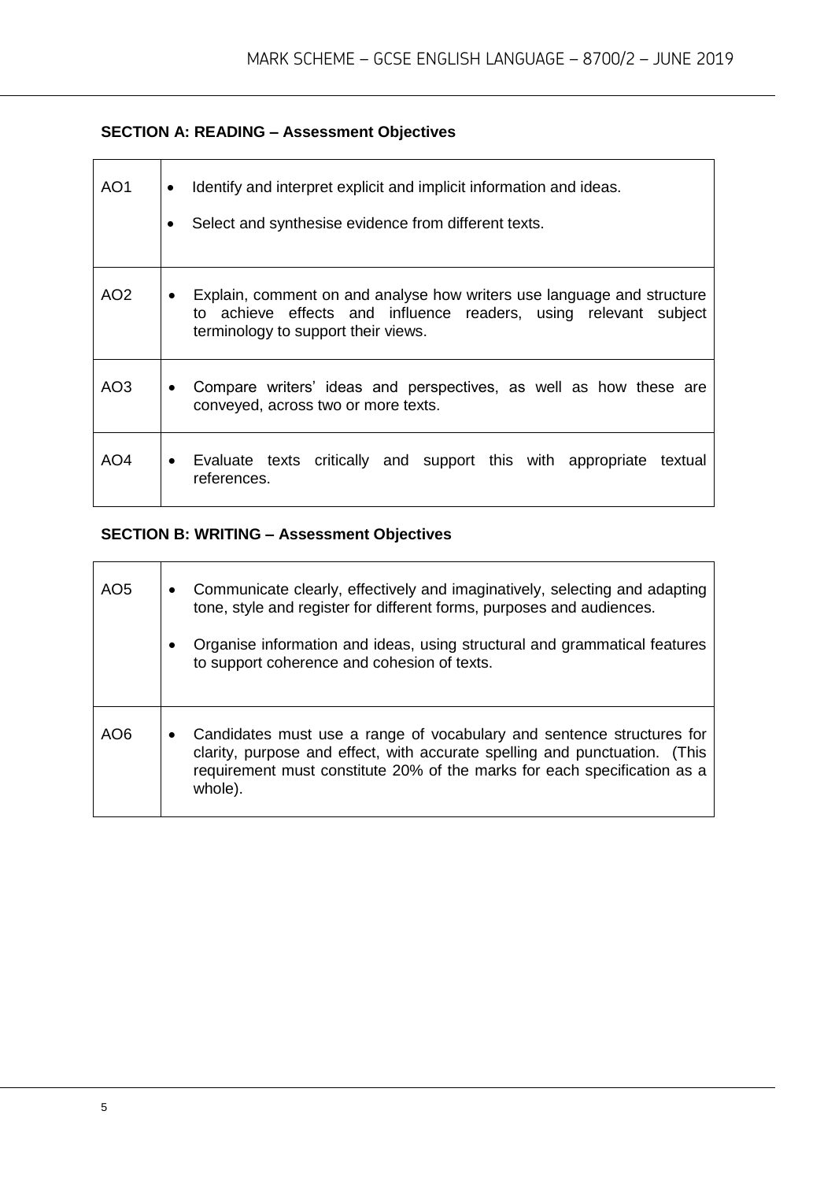**SECTION A: READING – Assessment Objectives**

| | |
|---|---|
| AO1 | • Identify and interpret explicit and implicit information and ideas.<br>• Select and synthesise evidence from different texts. |
| AO2 | • Explain, comment on and analyse how writers use language and structure to achieve effects and influence readers, using relevant subject terminology to support their views. |
| AO3 | • Compare writers' ideas and perspectives, as well as how these are conveyed, across two or more texts. |
| AO4 | • Evaluate texts critically and support this with appropriate textual references. |

**SECTION B: WRITING – Assessment Objectives**

| | |
|---|---|
| AO5 | • Communicate clearly, effectively and imaginatively, selecting and adapting tone, style and register for different forms, purposes and audiences.<br>• Organise information and ideas, using structural and grammatical features to support coherence and cohesion of texts. |
| AO6 | • Candidates must use a range of vocabulary and sentence structures for clarity, purpose and effect, with accurate spelling and punctuation. (This requirement must constitute 20% of the marks for each specification as a whole). |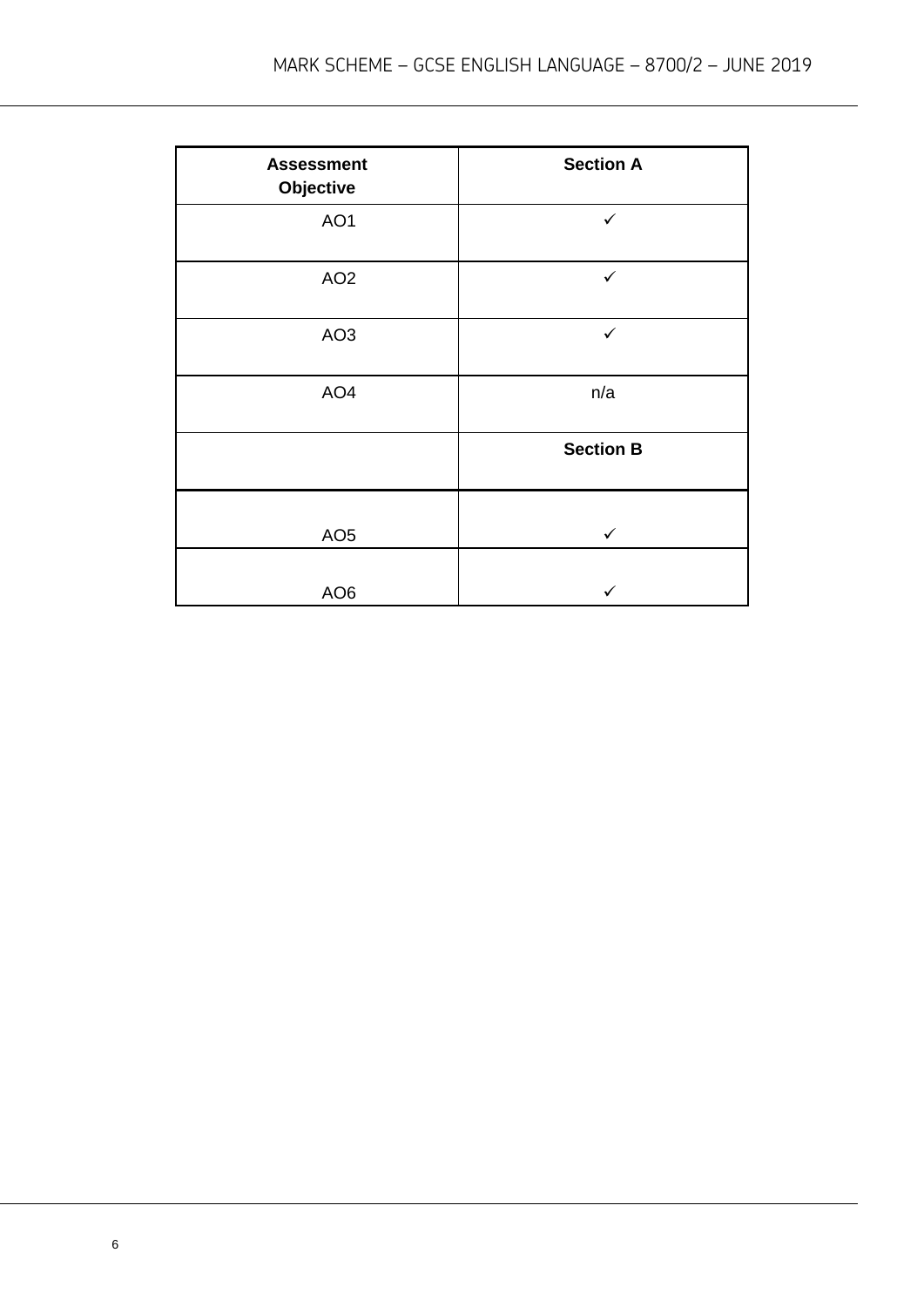| Assessment Objective | Section A |
|---|---|
| AO1 | ✓ |
| AO2 | ✓ |
| AO3 | ✓ |
| AO4 | n/a |
| | **Section B** |
| AO5 | ✓ |
| AO6 | ✓ |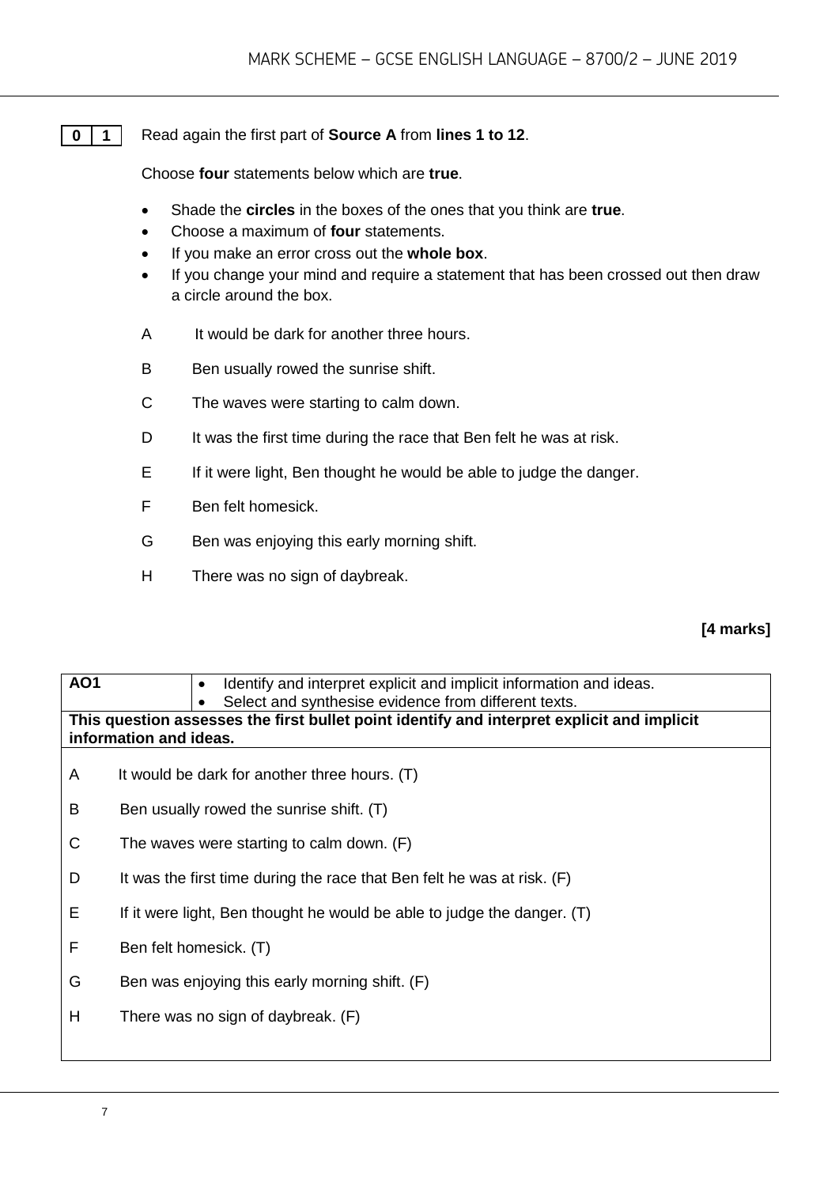**0 1** Read again the first part of **Source A** from **lines 1 to 12**.

Choose **four** statements below which are **true**.

- Shade the **circles** in the boxes of the ones that you think are **true**.
- Choose a maximum of **four** statements.
- If you make an error cross out the **whole box**.
- If you change your mind and require a statement that has been crossed out then draw a circle around the box.

A It would be dark for another three hours.

B Ben usually rowed the sunrise shift.

C The waves were starting to calm down.

D It was the first time during the race that Ben felt he was at risk.

E If it were light, Ben thought he would be able to judge the danger.

F Ben felt homesick.

G Ben was enjoying this early morning shift.

H There was no sign of daybreak.

**[4 marks]**

| **AO1** | • Identify and interpret explicit and implicit information and ideas.<br>• Select and synthesise evidence from different texts. |
|---|---|
| **This question assesses the first bullet point identify and interpret explicit and implicit information and ideas.** | |

A It would be dark for another three hours. (T)

B Ben usually rowed the sunrise shift. (T)

C The waves were starting to calm down. (F)

D It was the first time during the race that Ben felt he was at risk. (F)

E If it were light, Ben thought he would be able to judge the danger. (T)

F Ben felt homesick. (T)

G Ben was enjoying this early morning shift. (F)

H There was no sign of daybreak. (F)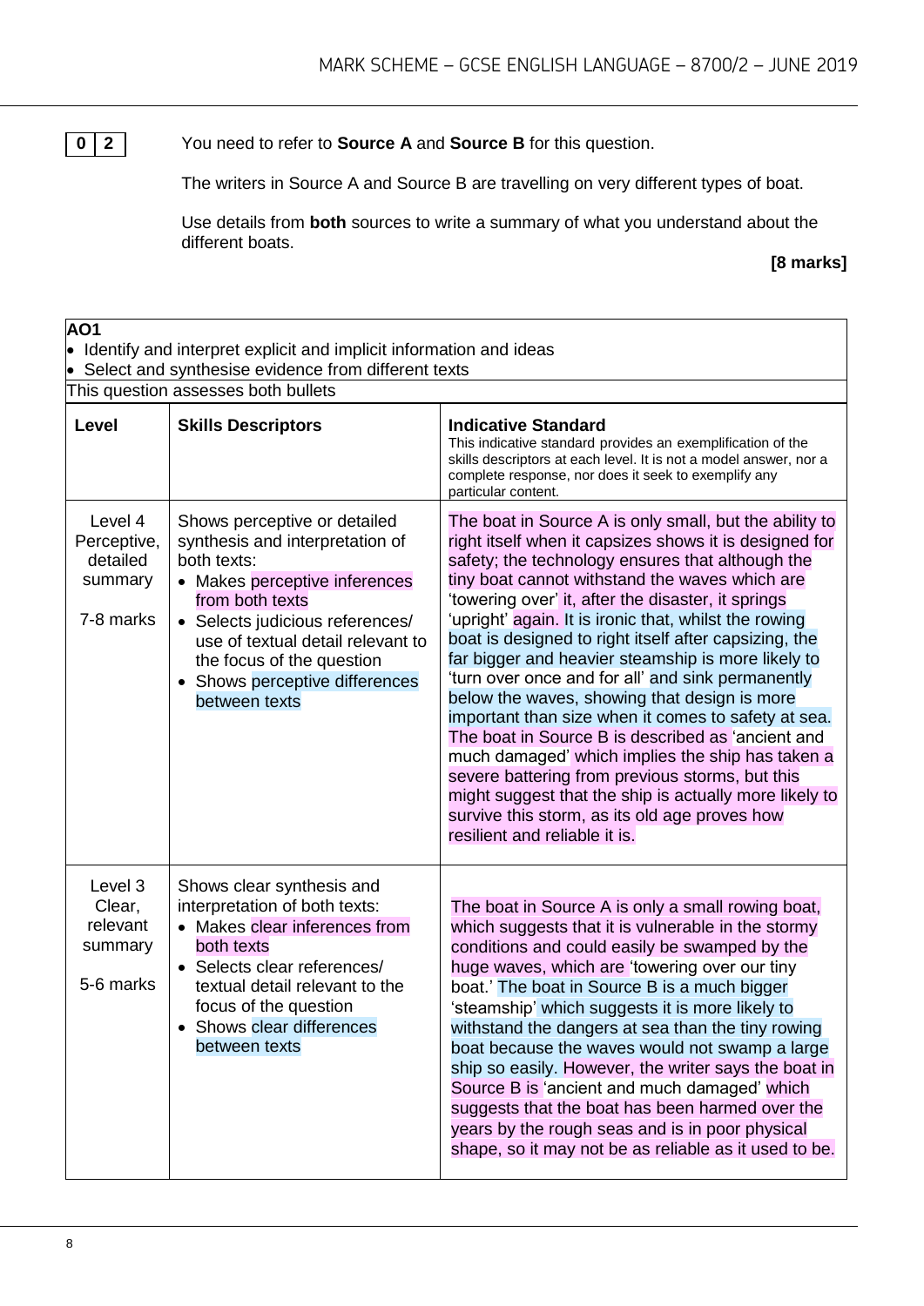**0 2** You need to refer to **Source A** and **Source B** for this question.

The writers in Source A and Source B are travelling on very different types of boat.

Use details from **both** sources to write a summary of what you understand about the different boats.

**[8 marks]**

| **AO1**<br>• Identify and interpret explicit and implicit information and ideas<br>• Select and synthesise evidence from different texts<br>This question assesses both bullets | | |
|---|---|---|
| **Level** | **Skills Descriptors** | **Indicative Standard**<br>This indicative standard provides an exemplification of the skills descriptors at each level. It is not a model answer, nor a complete response, nor does it seek to exemplify any particular content. |
| Level 4<br>Perceptive, detailed summary<br><br>7-8 marks | Shows perceptive or detailed synthesis and interpretation of both texts:<br>• Makes perceptive inferences from both texts<br>• Selects judicious references/ use of textual detail relevant to the focus of the question<br>• Shows perceptive differences between texts | The boat in Source A is only small, but the ability to right itself when it capsizes shows it is designed for safety; the technology ensures that although the tiny boat cannot withstand the waves which are 'towering over' it, after the disaster, it springs 'upright' again. It is ironic that, whilst the rowing boat is designed to right itself after capsizing, the far bigger and heavier steamship is more likely to 'turn over once and for all' and sink permanently below the waves, showing that design is more important than size when it comes to safety at sea. The boat in Source B is described as 'ancient and much damaged' which implies the ship has taken a severe battering from previous storms, but this might suggest that the ship is actually more likely to survive this storm, as its old age proves how resilient and reliable it is. |
| Level 3<br>Clear, relevant summary<br><br>5-6 marks | Shows clear synthesis and interpretation of both texts:<br>• Makes clear inferences from both texts<br>• Selects clear references/ textual detail relevant to the focus of the question<br>• Shows clear differences between texts | The boat in Source A is only a small rowing boat, which suggests that it is vulnerable in the stormy conditions and could easily be swamped by the huge waves, which are 'towering over our tiny boat.' The boat in Source B is a much bigger 'steamship' which suggests it is more likely to withstand the dangers at sea than the tiny rowing boat because the waves would not swamp a large ship so easily. However, the writer says the boat in Source B is 'ancient and much damaged' which suggests that the boat has been harmed over the years by the rough seas and is in poor physical shape, so it may not be as reliable as it used to be. |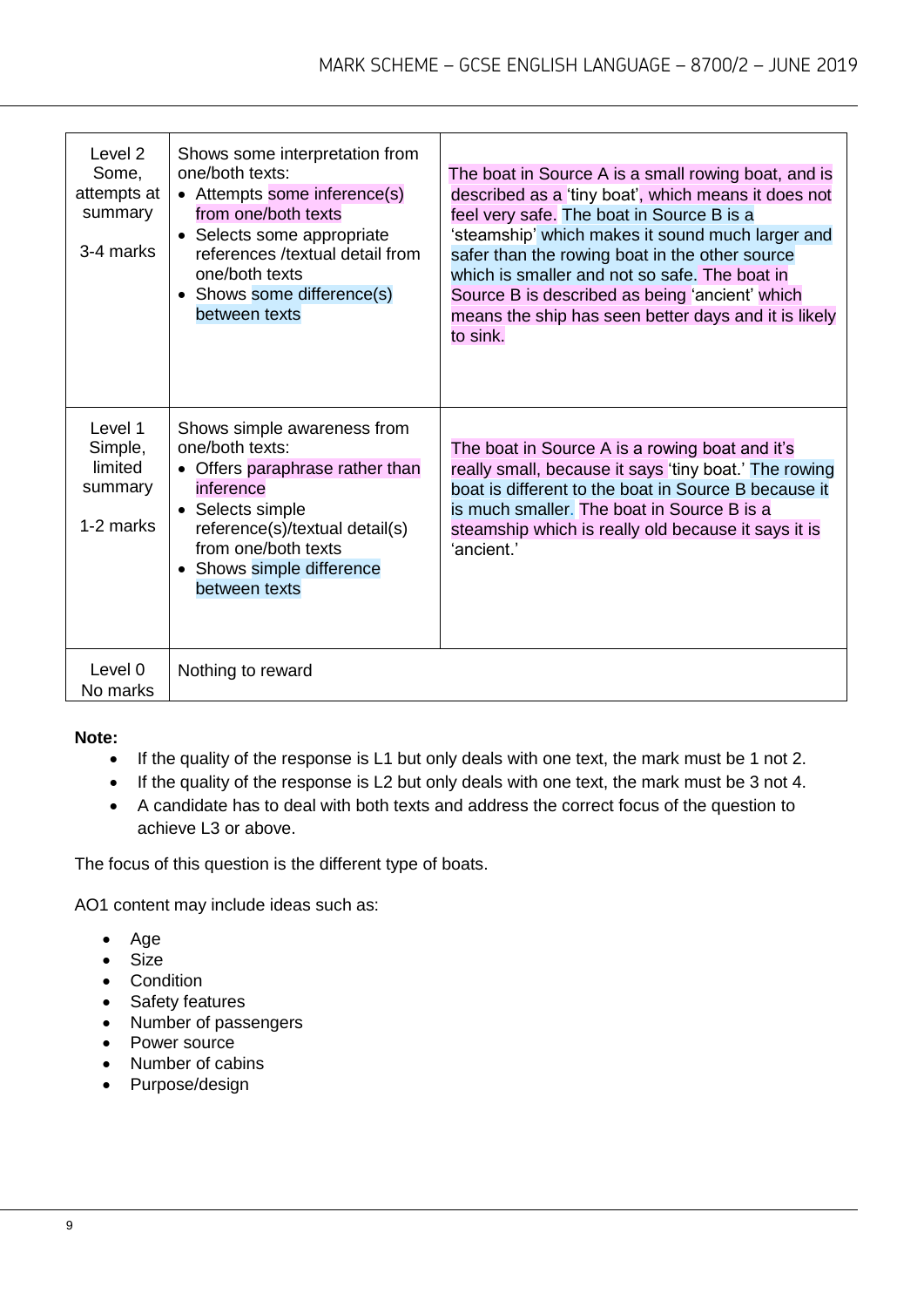| | | |
|---|---|---|
| Level 2<br>Some, attempts at summary<br><br>3-4 marks | Shows some interpretation from one/both texts:<br>• Attempts some inference(s) from one/both texts<br>• Selects some appropriate references /textual detail from one/both texts<br>• Shows some difference(s) between texts | The boat in Source A is a small rowing boat, and is described as a 'tiny boat', which means it does not feel very safe. The boat in Source B is a 'steamship' which makes it sound much larger and safer than the rowing boat in the other source which is smaller and not so safe. The boat in Source B is described as being 'ancient' which means the ship has seen better days and it is likely to sink. |
| Level 1<br>Simple, limited summary<br><br>1-2 marks | Shows simple awareness from one/both texts:<br>• Offers paraphrase rather than inference<br>• Selects simple reference(s)/textual detail(s) from one/both texts<br>• Shows simple difference between texts | The boat in Source A is a rowing boat and it's really small, because it says 'tiny boat.' The rowing boat is different to the boat in Source B because it is much smaller. The boat in Source B is a steamship which is really old because it says it is 'ancient.' |
| Level 0<br>No marks | Nothing to reward | |

**Note:**

- If the quality of the response is L1 but only deals with one text, the mark must be 1 not 2.
- If the quality of the response is L2 but only deals with one text, the mark must be 3 not 4.
- A candidate has to deal with both texts and address the correct focus of the question to achieve L3 or above.

The focus of this question is the different type of boats.

AO1 content may include ideas such as:

- Age
- Size
- Condition
- Safety features
- Number of passengers
- Power source
- Number of cabins
- Purpose/design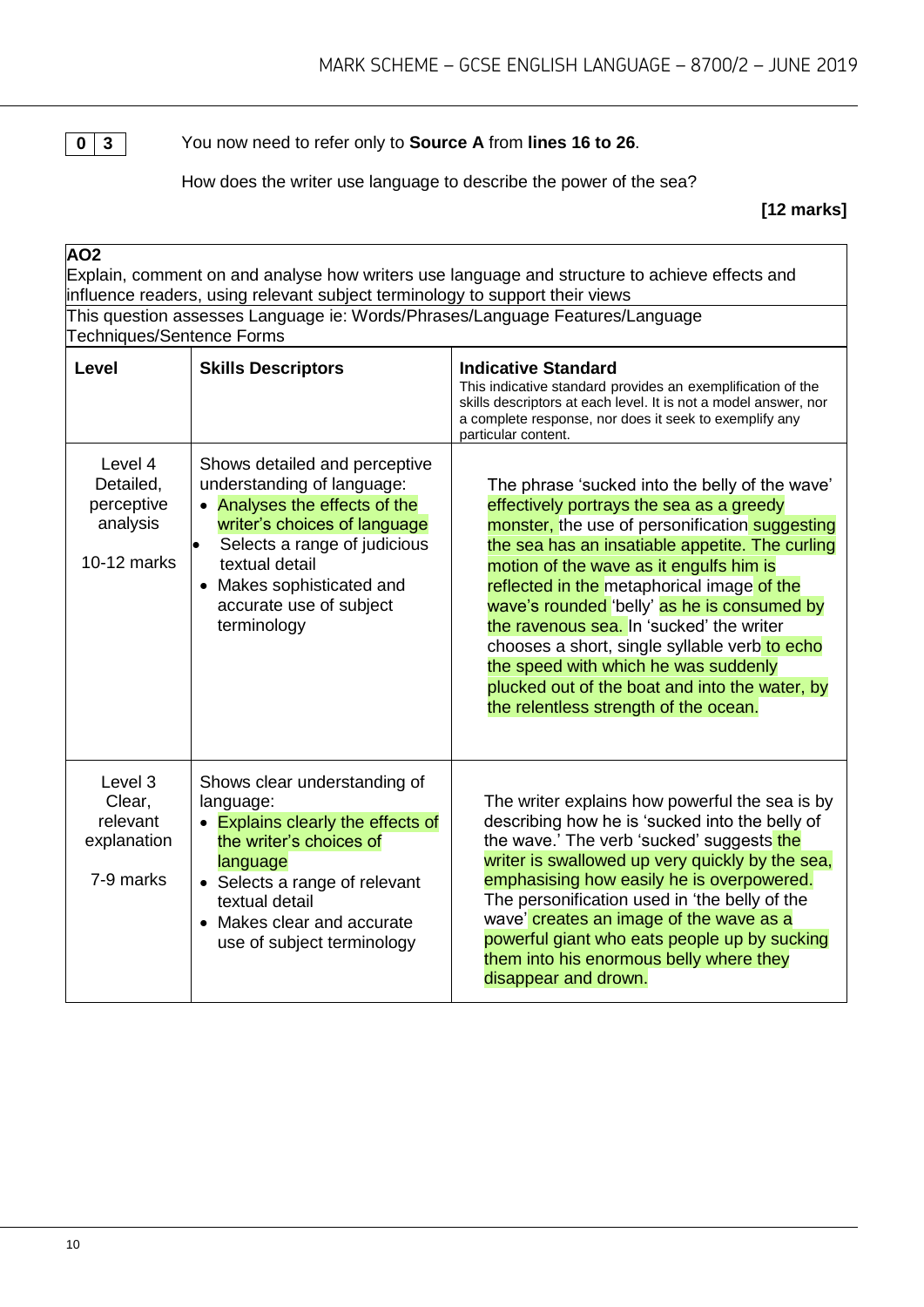**0 3** You now need to refer only to **Source A** from **lines 16 to 26**.

How does the writer use language to describe the power of the sea?

**[12 marks]**

| **AO2**<br>Explain, comment on and analyse how writers use language and structure to achieve effects and influence readers, using relevant subject terminology to support their views<br>This question assesses Language ie: Words/Phrases/Language Features/Language Techniques/Sentence Forms | | |
|---|---|---|
| **Level** | **Skills Descriptors** | **Indicative Standard**<br>This indicative standard provides an exemplification of the skills descriptors at each level. It is not a model answer, nor a complete response, nor does it seek to exemplify any particular content. |
| Level 4<br>Detailed, perceptive analysis<br><br>10-12 marks | Shows detailed and perceptive understanding of language:<br>• Analyses the effects of the writer's choices of language<br>• Selects a range of judicious textual detail<br>• Makes sophisticated and accurate use of subject terminology | The phrase 'sucked into the belly of the wave' effectively portrays the sea as a greedy monster, the use of personification suggesting the sea has an insatiable appetite. The curling motion of the wave as it engulfs him is reflected in the metaphorical image of the wave's rounded 'belly' as he is consumed by the ravenous sea. In 'sucked' the writer chooses a short, single syllable verb to echo the speed with which he was suddenly plucked out of the boat and into the water, by the relentless strength of the ocean. |
| Level 3<br>Clear, relevant explanation<br><br>7-9 marks | Shows clear understanding of language:<br>• Explains clearly the effects of the writer's choices of language<br>• Selects a range of relevant textual detail<br>• Makes clear and accurate use of subject terminology | The writer explains how powerful the sea is by describing how he is 'sucked into the belly of the wave.' The verb 'sucked' suggests the writer is swallowed up very quickly by the sea, emphasising how easily he is overpowered. The personification used in 'the belly of the wave' creates an image of the wave as a powerful giant who eats people up by sucking them into his enormous belly where they disappear and drown. |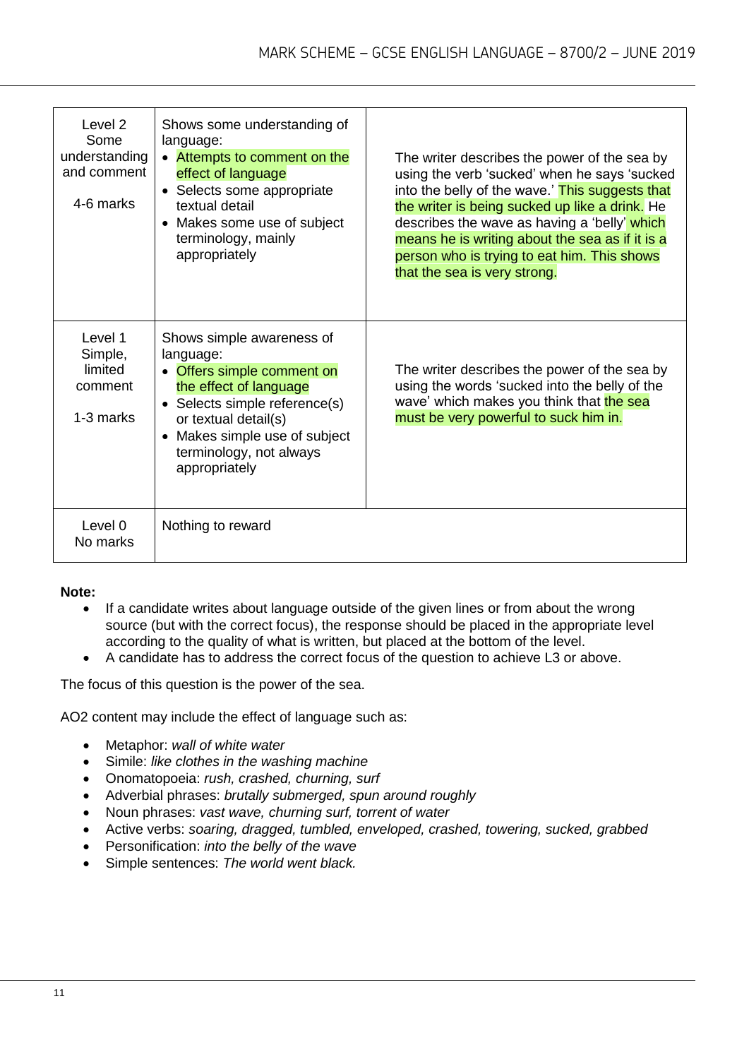| | | |
|---|---|---|
| Level 2<br>Some understanding and comment<br><br>4-6 marks | Shows some understanding of language:<br>• Attempts to comment on the effect of language<br>• Selects some appropriate textual detail<br>• Makes some use of subject terminology, mainly appropriately | The writer describes the power of the sea by using the verb 'sucked' when he says 'sucked into the belly of the wave.' This suggests that the writer is being sucked up like a drink. He describes the wave as having a 'belly' which means he is writing about the sea as if it is a person who is trying to eat him. This shows that the sea is very strong. |
| Level 1<br>Simple, limited comment<br><br>1-3 marks | Shows simple awareness of language:<br>• Offers simple comment on the effect of language<br>• Selects simple reference(s) or textual detail(s)<br>• Makes simple use of subject terminology, not always appropriately | The writer describes the power of the sea by using the words 'sucked into the belly of the wave' which makes you think that the sea must be very powerful to suck him in. |
| Level 0<br>No marks | Nothing to reward | |

**Note:**

- If a candidate writes about language outside of the given lines or from about the wrong source (but with the correct focus), the response should be placed in the appropriate level according to the quality of what is written, but placed at the bottom of the level.
- A candidate has to address the correct focus of the question to achieve L3 or above.

The focus of this question is the power of the sea.

AO2 content may include the effect of language such as:

- Metaphor: *wall of white water*
- Simile: *like clothes in the washing machine*
- Onomatopoeia: *rush, crashed, churning, surf*
- Adverbial phrases: *brutally submerged, spun around roughly*
- Noun phrases: *vast wave, churning surf, torrent of water*
- Active verbs: *soaring, dragged, tumbled, enveloped, crashed, towering, sucked, grabbed*
- Personification: *into the belly of the wave*
- Simple sentences: *The world went black.*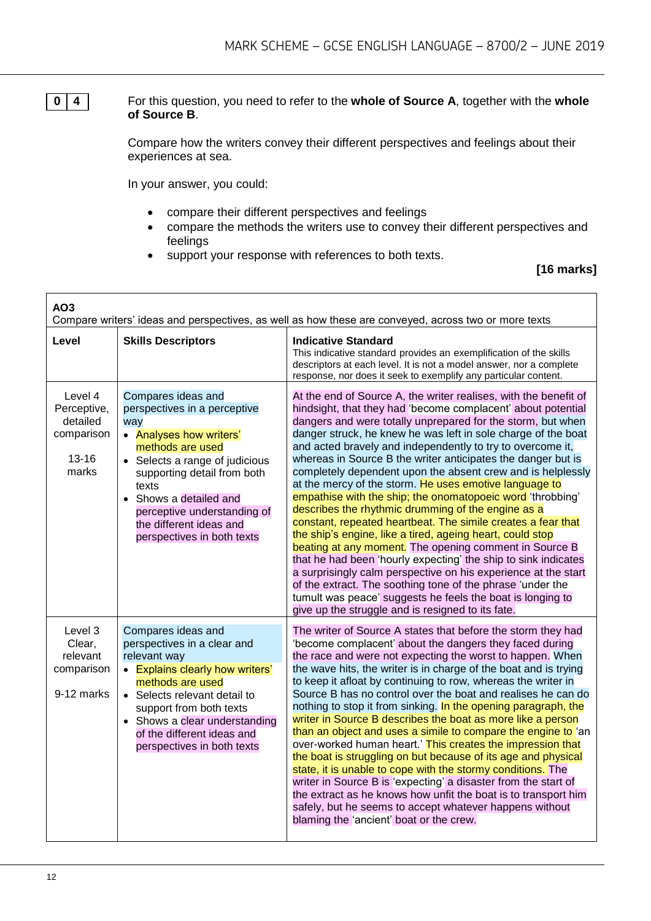**0 4** For this question, you need to refer to the **whole of Source A**, together with the **whole of Source B**.

Compare how the writers convey their different perspectives and feelings about their experiences at sea.

In your answer, you could:

- compare their different perspectives and feelings
- compare the methods the writers use to convey their different perspectives and feelings
- support your response with references to both texts.

**[16 marks]**

| **AO3**<br>Compare writers' ideas and perspectives, as well as how these are conveyed, across two or more texts | | |
|---|---|---|
| **Level** | **Skills Descriptors** | **Indicative Standard**<br>This indicative standard provides an exemplification of the skills descriptors at each level. It is not a model answer, nor a complete response, nor does it seek to exemplify any particular content. |
| Level 4<br>Perceptive, detailed comparison<br><br>13-16 marks | Compares ideas and perspectives in a perceptive way<br>• Analyses how writers' methods are used<br>• Selects a range of judicious supporting detail from both texts<br>• Shows a detailed and perceptive understanding of the different ideas and perspectives in both texts | At the end of Source A, the writer realises, with the benefit of hindsight, that they had 'become complacent' about potential dangers and were totally unprepared for the storm, but when danger struck, he knew he was left in sole charge of the boat and acted bravely and independently to try to overcome it, whereas in Source B the writer anticipates the danger but is completely dependent upon the absent crew and is helplessly at the mercy of the storm. He uses emotive language to empathise with the ship; the onomatopoeic word 'throbbing' describes the rhythmic drumming of the engine as a constant, repeated heartbeat. The simile creates a fear that the ship's engine, like a tired, ageing heart, could stop beating at any moment. The opening comment in Source B that he had been 'hourly expecting' the ship to sink indicates a surprisingly calm perspective on his experience at the start of the extract. The soothing tone of the phrase 'under the tumult was peace' suggests he feels the boat is longing to give up the struggle and is resigned to its fate. |
| Level 3<br>Clear, relevant comparison<br><br>9-12 marks | Compares ideas and perspectives in a clear and relevant way<br>• Explains clearly how writers' methods are used<br>• Selects relevant detail to support from both texts<br>• Shows a clear understanding of the different ideas and perspectives in both texts | The writer of Source A states that before the storm they had 'become complacent' about the dangers they faced during the race and were not expecting the worst to happen. When the wave hits, the writer is in charge of the boat and is trying to keep it afloat by continuing to row, whereas the writer in Source B has no control over the boat and realises he can do nothing to stop it from sinking. In the opening paragraph, the writer in Source B describes the boat as more like a person than an object and uses a simile to compare the engine to 'an over-worked human heart.' This creates the impression that the boat is struggling on but because of its age and physical state, it is unable to cope with the stormy conditions. The writer in Source B is 'expecting' a disaster from the start of the extract as he knows how unfit the boat is to transport him safely, but he seems to accept whatever happens without blaming the 'ancient' boat or the crew. |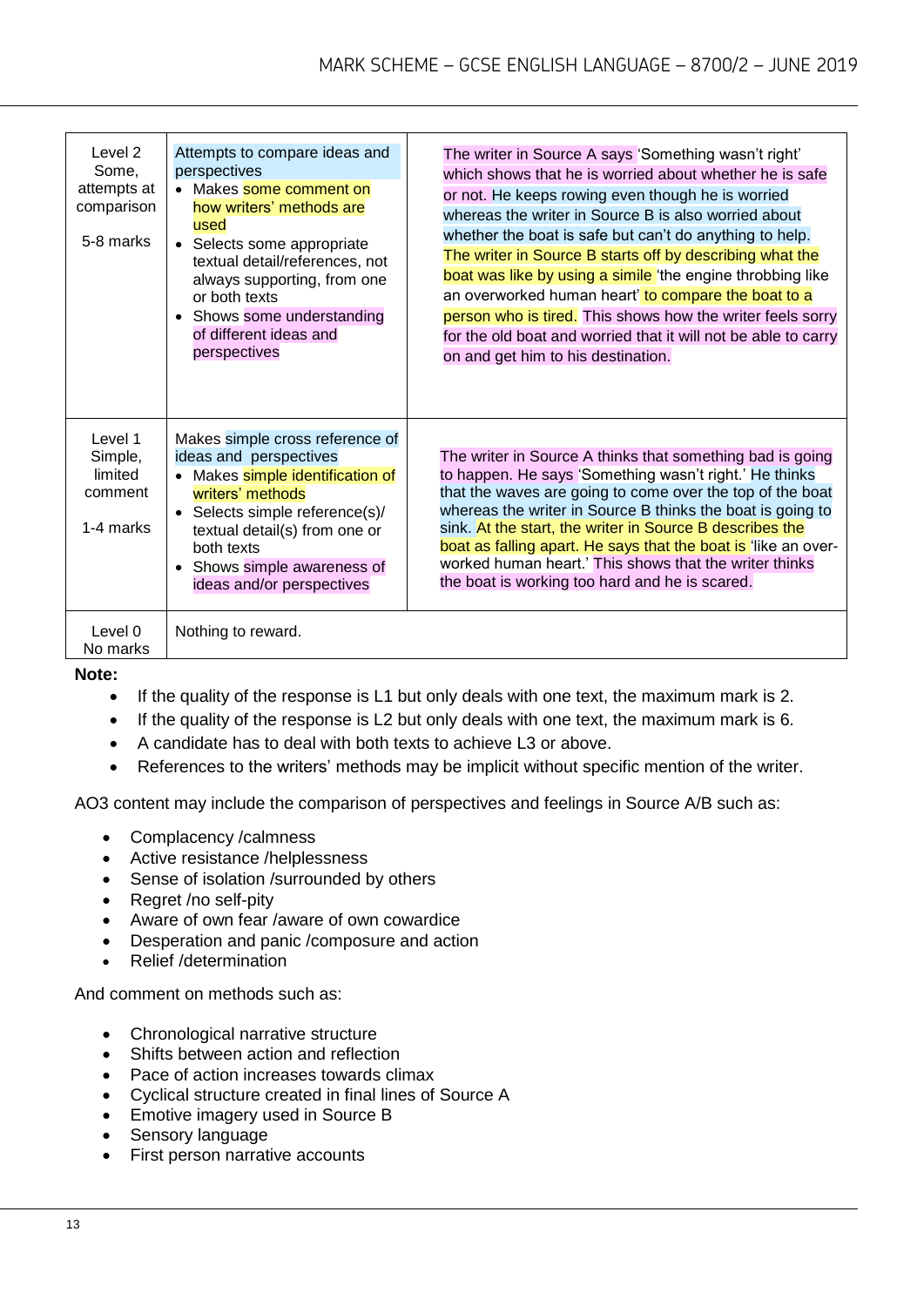| Level 2 Some, attempts at comparison 5-8 marks | Attempts to compare ideas and perspectives<br>• Makes some comment on how writers' methods are used<br>• Selects some appropriate textual detail/references, not always supporting, from one or both texts<br>• Shows some understanding of different ideas and perspectives | The writer in Source A says 'Something wasn't right' which shows that he is worried about whether he is safe or not. He keeps rowing even though he is worried whereas the writer in Source B is also worried about whether the boat is safe but can't do anything to help. The writer in Source B starts off by describing what the boat was like by using a simile 'the engine throbbing like an overworked human heart' to compare the boat to a person who is tired. This shows how the writer feels sorry for the old boat and worried that it will not be able to carry on and get him to his destination. |
|---|---|---|
| Level 1 Simple, limited comment 1-4 marks | Makes simple cross reference of ideas and perspectives<br>• Makes simple identification of writers' methods<br>• Selects simple reference(s)/ textual detail(s) from one or both texts<br>• Shows simple awareness of ideas and/or perspectives | The writer in Source A thinks that something bad is going to happen. He says 'Something wasn't right.' He thinks that the waves are going to come over the top of the boat whereas the writer in Source B thinks the boat is going to sink. At the start, the writer in Source B describes the boat as falling apart. He says that the boat is 'like an over-worked human heart.' This shows that the writer thinks the boat is working too hard and he is scared. |
| Level 0 No marks | Nothing to reward. | |

**Note:**

- If the quality of the response is L1 but only deals with one text, the maximum mark is 2.
- If the quality of the response is L2 but only deals with one text, the maximum mark is 6.
- A candidate has to deal with both texts to achieve L3 or above.
- References to the writers' methods may be implicit without specific mention of the writer.

AO3 content may include the comparison of perspectives and feelings in Source A/B such as:

- Complacency /calmness
- Active resistance /helplessness
- Sense of isolation /surrounded by others
- Regret /no self-pity
- Aware of own fear /aware of own cowardice
- Desperation and panic /composure and action
- Relief /determination

And comment on methods such as:

- Chronological narrative structure
- Shifts between action and reflection
- Pace of action increases towards climax
- Cyclical structure created in final lines of Source A
- Emotive imagery used in Source B
- Sensory language
- First person narrative accounts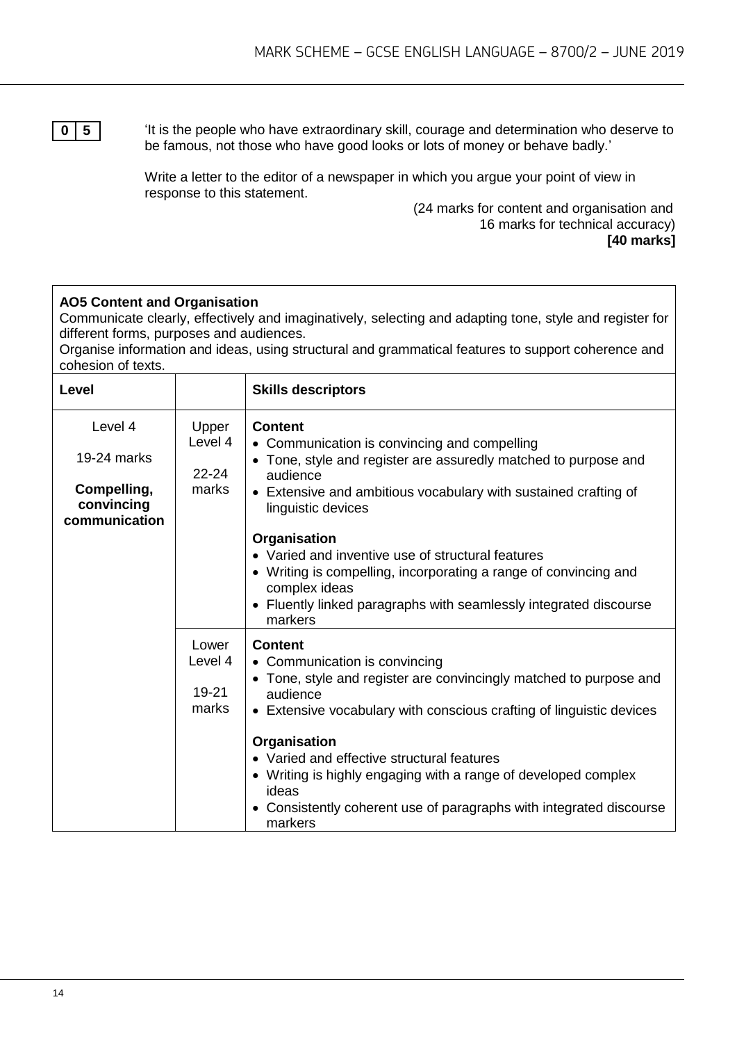**0 5** 'It is the people who have extraordinary skill, courage and determination who deserve to be famous, not those who have good looks or lots of money or behave badly.'

Write a letter to the editor of a newspaper in which you argue your point of view in response to this statement.

(24 marks for content and organisation and 16 marks for technical accuracy)
**[40 marks]**

**AO5 Content and Organisation**
Communicate clearly, effectively and imaginatively, selecting and adapting tone, style and register for different forms, purposes and audiences.
Organise information and ideas, using structural and grammatical features to support coherence and cohesion of texts.

| Level | | Skills descriptors |
|---|---|---|
| Level 4<br><br>19-24 marks<br><br>**Compelling, convincing communication** | Upper Level 4<br><br>22-24 marks | **Content**<br>• Communication is convincing and compelling<br>• Tone, style and register are assuredly matched to purpose and audience<br>• Extensive and ambitious vocabulary with sustained crafting of linguistic devices<br><br>**Organisation**<br>• Varied and inventive use of structural features<br>• Writing is compelling, incorporating a range of convincing and complex ideas<br>• Fluently linked paragraphs with seamlessly integrated discourse markers |
| | Lower Level 4<br><br>19-21 marks | **Content**<br>• Communication is convincing<br>• Tone, style and register are convincingly matched to purpose and audience<br>• Extensive vocabulary with conscious crafting of linguistic devices<br><br>**Organisation**<br>• Varied and effective structural features<br>• Writing is highly engaging with a range of developed complex ideas<br>• Consistently coherent use of paragraphs with integrated discourse markers |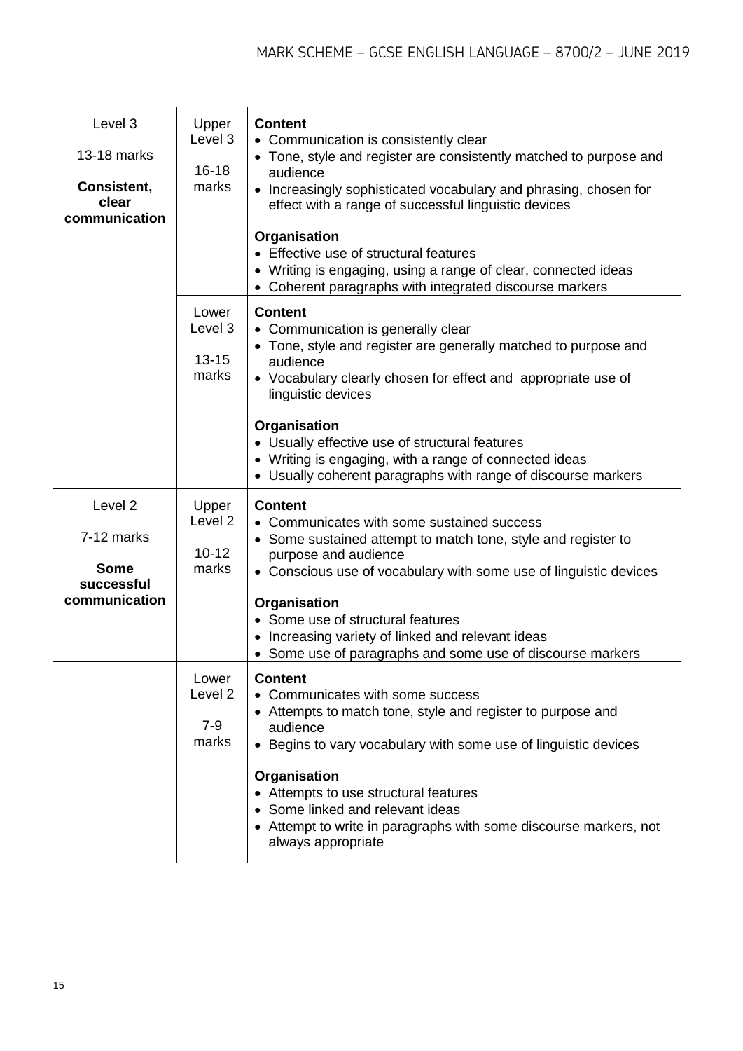| | | |
|---|---|---|
| Level 3<br><br>13-18 marks<br><br>**Consistent, clear communication** | Upper Level 3<br><br>16-18 marks | **Content**<br>• Communication is consistently clear<br>• Tone, style and register are consistently matched to purpose and audience<br>• Increasingly sophisticated vocabulary and phrasing, chosen for effect with a range of successful linguistic devices<br><br>**Organisation**<br>• Effective use of structural features<br>• Writing is engaging, using a range of clear, connected ideas<br>• Coherent paragraphs with integrated discourse markers |
| | Lower Level 3<br><br>13-15 marks | **Content**<br>• Communication is generally clear<br>• Tone, style and register are generally matched to purpose and audience<br>• Vocabulary clearly chosen for effect and appropriate use of linguistic devices<br><br>**Organisation**<br>• Usually effective use of structural features<br>• Writing is engaging, with a range of connected ideas<br>• Usually coherent paragraphs with range of discourse markers |
| Level 2<br><br>7-12 marks<br><br>**Some successful communication** | Upper Level 2<br><br>10-12 marks | **Content**<br>• Communicates with some sustained success<br>• Some sustained attempt to match tone, style and register to purpose and audience<br>• Conscious use of vocabulary with some use of linguistic devices<br><br>**Organisation**<br>• Some use of structural features<br>• Increasing variety of linked and relevant ideas<br>• Some use of paragraphs and some use of discourse markers |
| | Lower Level 2<br><br>7-9 marks | **Content**<br>• Communicates with some success<br>• Attempts to match tone, style and register to purpose and audience<br>• Begins to vary vocabulary with some use of linguistic devices<br><br>**Organisation**<br>• Attempts to use structural features<br>• Some linked and relevant ideas<br>• Attempt to write in paragraphs with some discourse markers, not always appropriate |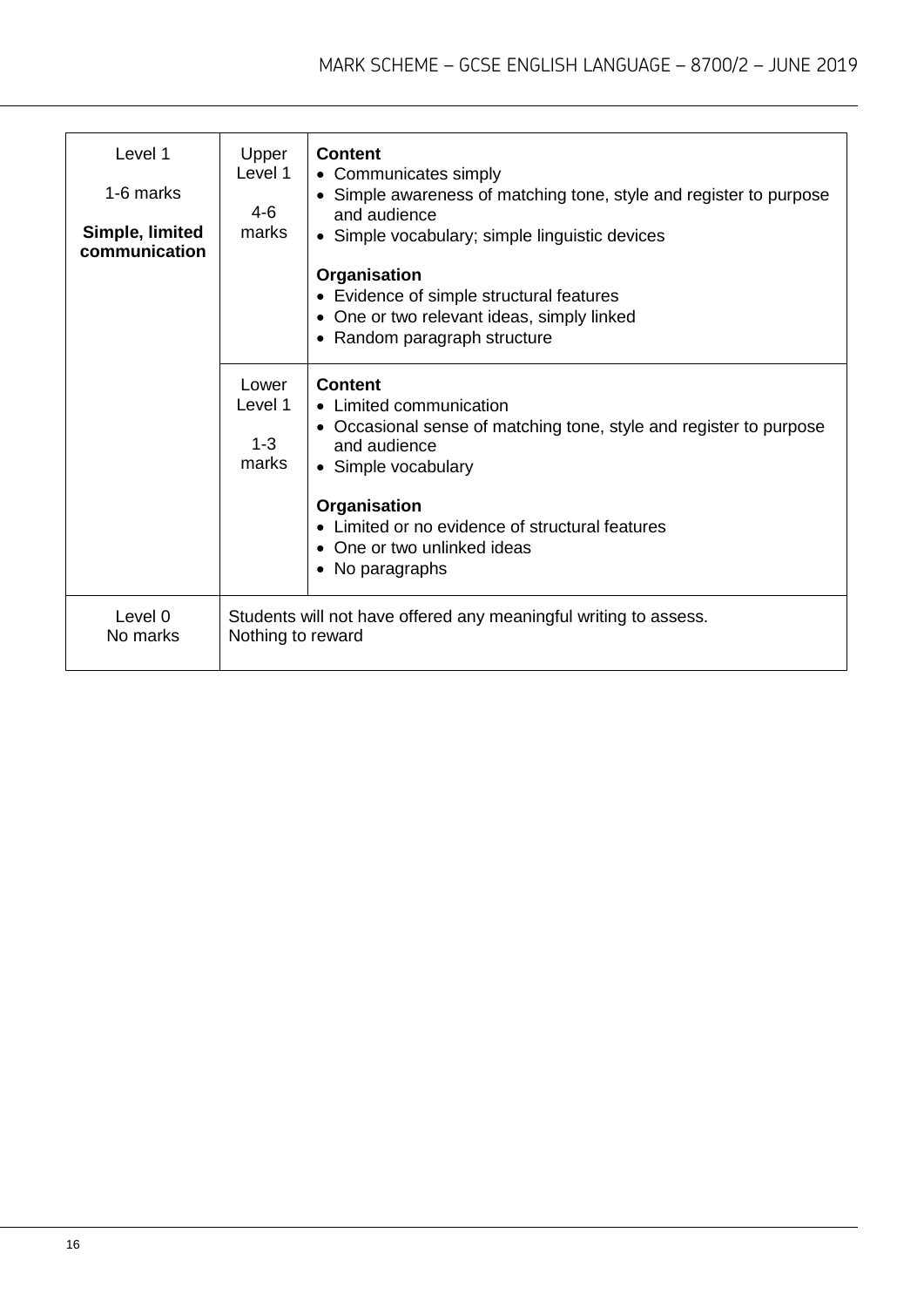| Level | Sub-level | Descriptors |
|---|---|---|
| Level 1<br><br>1-6 marks<br><br>**Simple, limited communication** | Upper Level 1<br><br>4-6 marks | **Content**<br>• Communicates simply<br>• Simple awareness of matching tone, style and register to purpose and audience<br>• Simple vocabulary; simple linguistic devices<br><br>**Organisation**<br>• Evidence of simple structural features<br>• One or two relevant ideas, simply linked<br>• Random paragraph structure |
| | Lower Level 1<br><br>1-3 marks | **Content**<br>• Limited communication<br>• Occasional sense of matching tone, style and register to purpose and audience<br>• Simple vocabulary<br><br>**Organisation**<br>• Limited or no evidence of structural features<br>• One or two unlinked ideas<br>• No paragraphs |
| Level 0<br>No marks | Students will not have offered any meaningful writing to assess.<br>Nothing to reward | |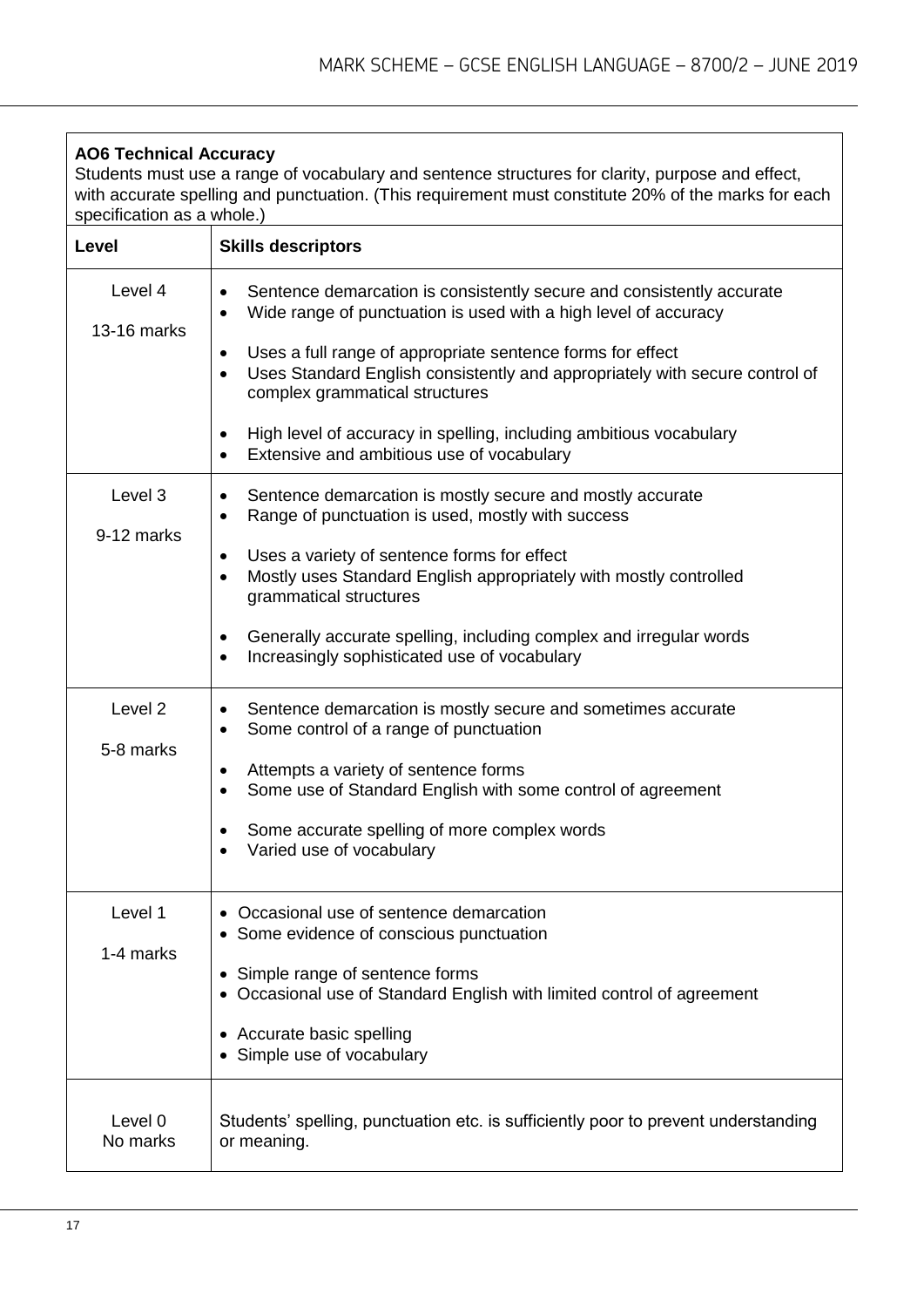| **AO6 Technical Accuracy**<br>Students must use a range of vocabulary and sentence structures for clarity, purpose and effect, with accurate spelling and punctuation. (This requirement must constitute 20% of the marks for each specification as a whole.) | |
|---|---|
| **Level** | **Skills descriptors** |
| Level 4<br><br>13-16 marks | • Sentence demarcation is consistently secure and consistently accurate<br>• Wide range of punctuation is used with a high level of accuracy<br><br>• Uses a full range of appropriate sentence forms for effect<br>• Uses Standard English consistently and appropriately with secure control of complex grammatical structures<br><br>• High level of accuracy in spelling, including ambitious vocabulary<br>• Extensive and ambitious use of vocabulary |
| Level 3<br><br>9-12 marks | • Sentence demarcation is mostly secure and mostly accurate<br>• Range of punctuation is used, mostly with success<br><br>• Uses a variety of sentence forms for effect<br>• Mostly uses Standard English appropriately with mostly controlled grammatical structures<br><br>• Generally accurate spelling, including complex and irregular words<br>• Increasingly sophisticated use of vocabulary |
| Level 2<br><br>5-8 marks | • Sentence demarcation is mostly secure and sometimes accurate<br>• Some control of a range of punctuation<br><br>• Attempts a variety of sentence forms<br>• Some use of Standard English with some control of agreement<br><br>• Some accurate spelling of more complex words<br>• Varied use of vocabulary |
| Level 1<br><br>1-4 marks | • Occasional use of sentence demarcation<br>• Some evidence of conscious punctuation<br><br>• Simple range of sentence forms<br>• Occasional use of Standard English with limited control of agreement<br><br>• Accurate basic spelling<br>• Simple use of vocabulary |
| Level 0<br>No marks | Students' spelling, punctuation etc. is sufficiently poor to prevent understanding or meaning. |